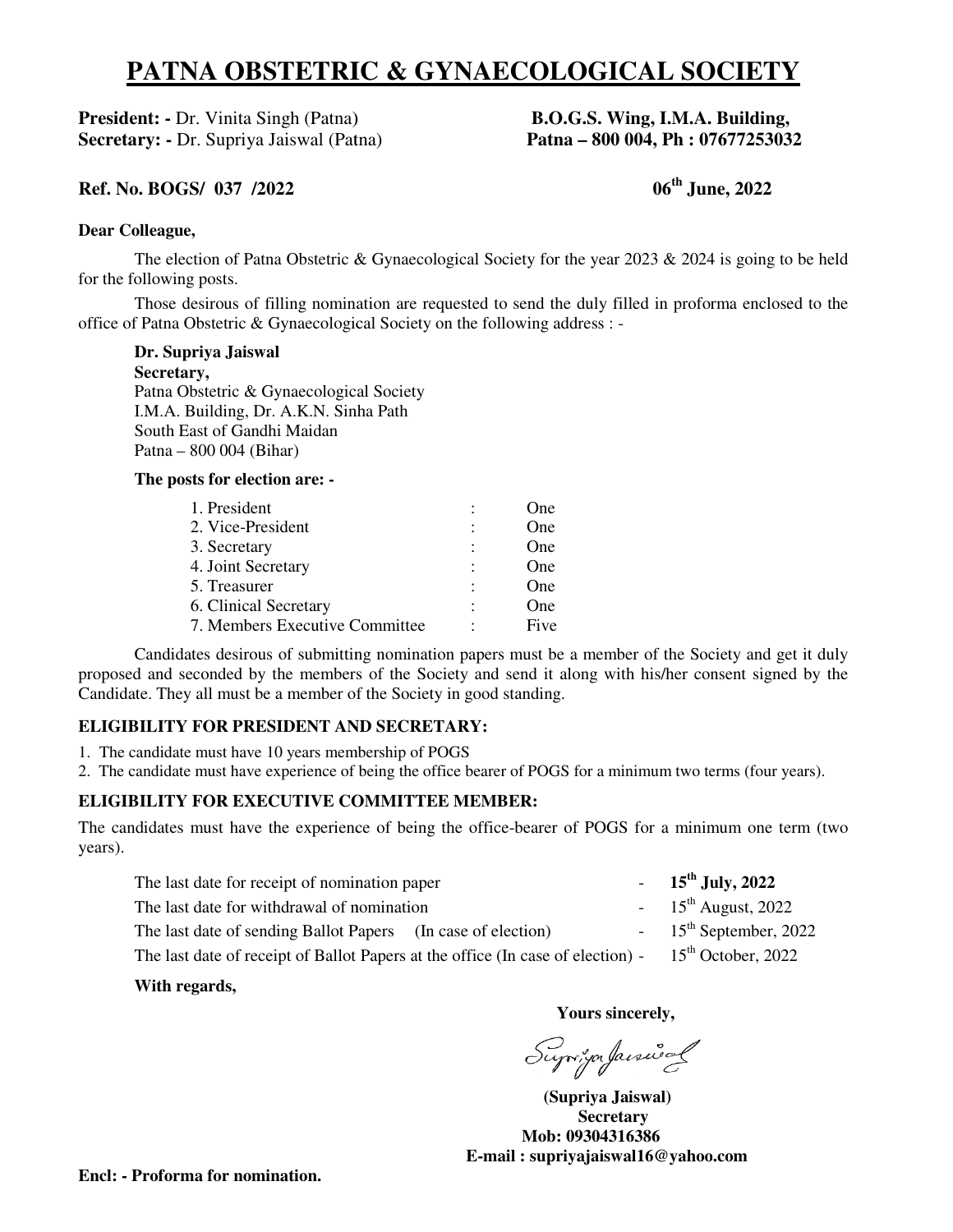# PATNA OBSTETRIC & GYNAECOLOGICAL SOCIETY

**President: -** Dr. Vinita Singh (Patna)
**Secretary: -** Dr. Supriya Jaiswal (Patna)

**B.O.G.S. Wing, I.M.A. Building,**
**Patna – 800 004, Ph : 07677253032**

**Ref. No. BOGS/ 037 /2022** **06th June, 2022**

**Dear Colleague,**

The election of Patna Obstetric & Gynaecological Society for the year 2023 & 2024 is going to be held for the following posts.

Those desirous of filling nomination are requested to send the duly filled in proforma enclosed to the office of Patna Obstetric & Gynaecological Society on the following address : -

**Dr. Supriya Jaiswal**
**Secretary,**
Patna Obstetric & Gynaecological Society
I.M.A. Building, Dr. A.K.N. Sinha Path
South East of Gandhi Maidan
Patna – 800 004 (Bihar)

**The posts for election are: -**

| Post | | Number |
|---|---|---|
| 1. President | : | One |
| 2. Vice-President | : | One |
| 3. Secretary | : | One |
| 4. Joint Secretary | : | One |
| 5. Treasurer | : | One |
| 6. Clinical Secretary | : | One |
| 7. Members Executive Committee | : | Five |

Candidates desirous of submitting nomination papers must be a member of the Society and get it duly proposed and seconded by the members of the Society and send it along with his/her consent signed by the Candidate. They all must be a member of the Society in good standing.

### ELIGIBILITY FOR PRESIDENT AND SECRETARY:

1. The candidate must have 10 years membership of POGS
2. The candidate must have experience of being the office bearer of POGS for a minimum two terms (four years).

### ELIGIBILITY FOR EXECUTIVE COMMITTEE MEMBER:

The candidates must have the experience of being the office-bearer of POGS for a minimum one term (two years).

| | | |
|---|---|---|
| The last date for receipt of nomination paper | - | **15th July, 2022** |
| The last date for withdrawal of nomination | - | 15th August, 2022 |
| The last date of sending Ballot Papers (In case of election) | - | 15th September, 2022 |
| The last date of receipt of Ballot Papers at the office (In case of election) | - | 15th October, 2022 |

**With regards,**

**Yours sincerely,**

Supriya Jaiswal

**(Supriya Jaiswal)**
**Secretary**
**Mob: 09304316386**
**E-mail : supriyajaiswal16@yahoo.com**

**Encl: - Proforma for nomination.**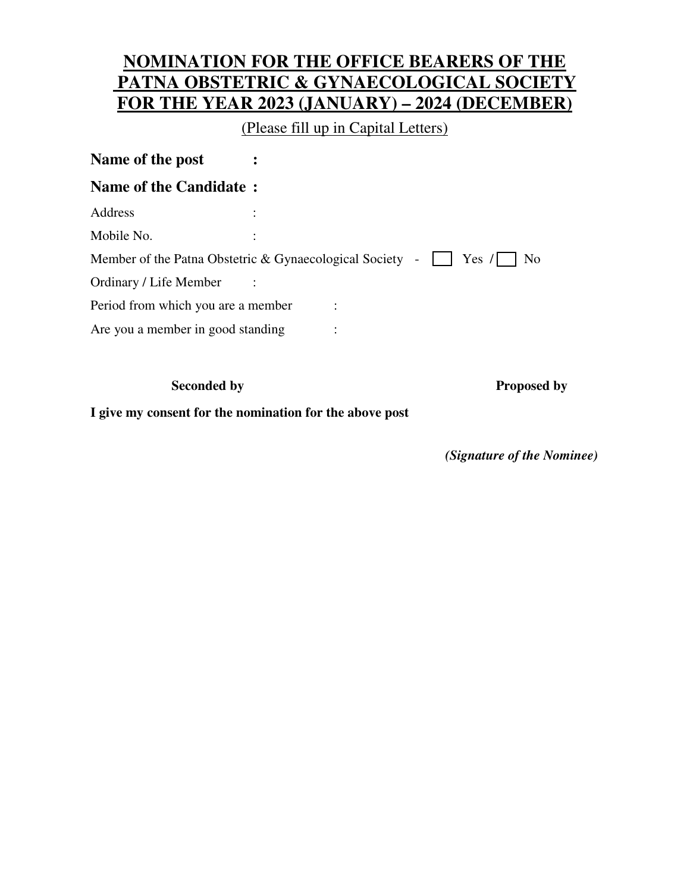# NOMINATION FOR THE OFFICE BEARERS OF THE PATNA OBSTETRIC & GYNAECOLOGICAL SOCIETY FOR THE YEAR 2023 (JANUARY) – 2024 (DECEMBER)

(Please fill up in Capital Letters)

**Name of the post :**

**Name of the Candidate :**

Address :

Mobile No. :

Member of the Patna Obstetric & Gynaecological Society - ☐ Yes / ☐ No

Ordinary / Life Member :

Period from which you are a member :

Are you a member in good standing :

**Seconded by** **Proposed by**

**I give my consent for the nomination for the above post**

***(Signature of the Nominee)***